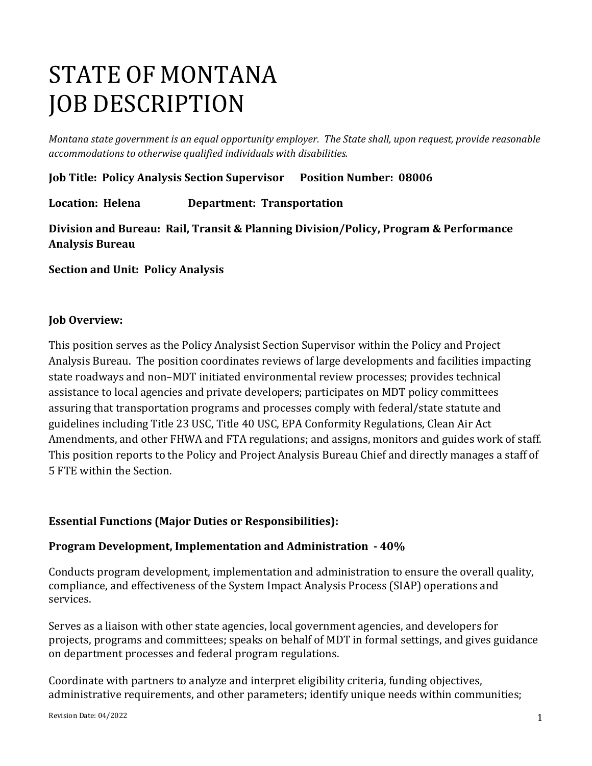# STATE OF MONTANA
# JOB DESCRIPTION

*Montana state government is an equal opportunity employer. The State shall, upon request, provide reasonable accommodations to otherwise qualified individuals with disabilities.*

**Job Title: Policy Analysis Section Supervisor      Position Number: 08006**

**Location: Helena      Department: Transportation**

**Division and Bureau: Rail, Transit & Planning Division/Policy, Program & Performance Analysis Bureau**

**Section and Unit: Policy Analysis**

**Job Overview:**

This position serves as the Policy Analysist Section Supervisor within the Policy and Project Analysis Bureau. The position coordinates reviews of large developments and facilities impacting state roadways and non–MDT initiated environmental review processes; provides technical assistance to local agencies and private developers; participates on MDT policy committees assuring that transportation programs and processes comply with federal/state statute and guidelines including Title 23 USC, Title 40 USC, EPA Conformity Regulations, Clean Air Act Amendments, and other FHWA and FTA regulations; and assigns, monitors and guides work of staff. This position reports to the Policy and Project Analysis Bureau Chief and directly manages a staff of 5 FTE within the Section.

**Essential Functions (Major Duties or Responsibilities):**

**Program Development, Implementation and Administration - 40%**

Conducts program development, implementation and administration to ensure the overall quality, compliance, and effectiveness of the System Impact Analysis Process (SIAP) operations and services.

Serves as a liaison with other state agencies, local government agencies, and developers for projects, programs and committees; speaks on behalf of MDT in formal settings, and gives guidance on department processes and federal program regulations.

Coordinate with partners to analyze and interpret eligibility criteria, funding objectives, administrative requirements, and other parameters; identify unique needs within communities;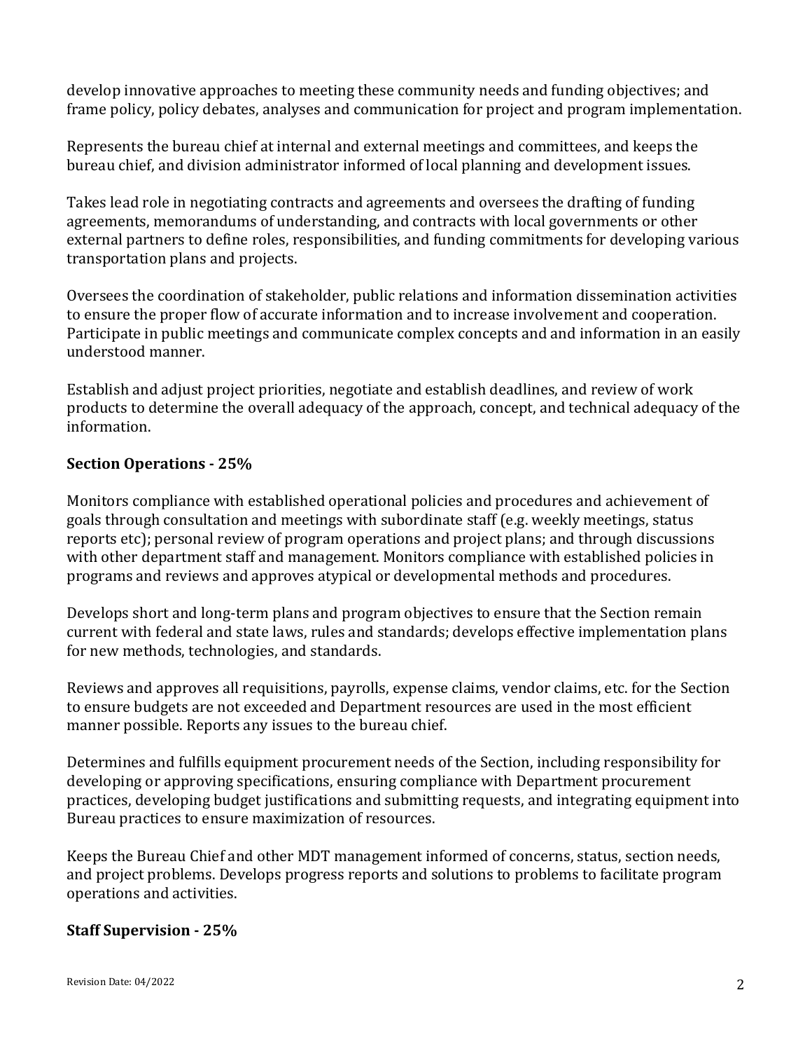develop innovative approaches to meeting these community needs and funding objectives; and frame policy, policy debates, analyses and communication for project and program implementation.

Represents the bureau chief at internal and external meetings and committees, and keeps the bureau chief, and division administrator informed of local planning and development issues.

Takes lead role in negotiating contracts and agreements and oversees the drafting of funding agreements, memorandums of understanding, and contracts with local governments or other external partners to define roles, responsibilities, and funding commitments for developing various transportation plans and projects.

Oversees the coordination of stakeholder, public relations and information dissemination activities to ensure the proper flow of accurate information and to increase involvement and cooperation. Participate in public meetings and communicate complex concepts and and information in an easily understood manner.

Establish and adjust project priorities, negotiate and establish deadlines, and review of work products to determine the overall adequacy of the approach, concept, and technical adequacy of the information.

**Section Operations - 25%**

Monitors compliance with established operational policies and procedures and achievement of goals through consultation and meetings with subordinate staff (e.g. weekly meetings, status reports etc); personal review of program operations and project plans; and through discussions with other department staff and management. Monitors compliance with established policies in programs and reviews and approves atypical or developmental methods and procedures.

Develops short and long-term plans and program objectives to ensure that the Section remain current with federal and state laws, rules and standards; develops effective implementation plans for new methods, technologies, and standards.

Reviews and approves all requisitions, payrolls, expense claims, vendor claims, etc. for the Section to ensure budgets are not exceeded and Department resources are used in the most efficient manner possible. Reports any issues to the bureau chief.

Determines and fulfills equipment procurement needs of the Section, including responsibility for developing or approving specifications, ensuring compliance with Department procurement practices, developing budget justifications and submitting requests, and integrating equipment into Bureau practices to ensure maximization of resources.

Keeps the Bureau Chief and other MDT management informed of concerns, status, section needs, and project problems. Develops progress reports and solutions to problems to facilitate program operations and activities.

**Staff Supervision - 25%**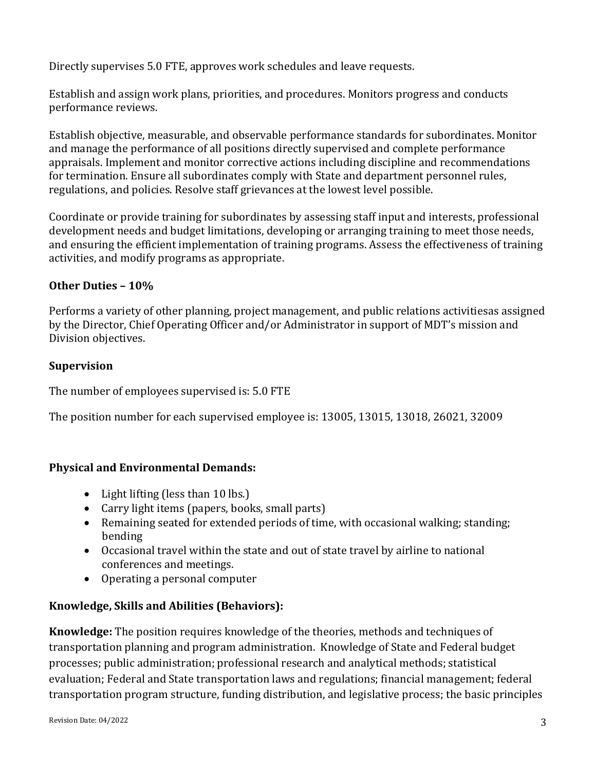Directly supervises 5.0 FTE, approves work schedules and leave requests.

Establish and assign work plans, priorities, and procedures. Monitors progress and conducts performance reviews.

Establish objective, measurable, and observable performance standards for subordinates. Monitor and manage the performance of all positions directly supervised and complete performance appraisals. Implement and monitor corrective actions including discipline and recommendations for termination. Ensure all subordinates comply with State and department personnel rules, regulations, and policies. Resolve staff grievances at the lowest level possible.

Coordinate or provide training for subordinates by assessing staff input and interests, professional development needs and budget limitations, developing or arranging training to meet those needs, and ensuring the efficient implementation of training programs. Assess the effectiveness of training activities, and modify programs as appropriate.

**Other Duties – 10%**

Performs a variety of other planning, project management, and public relations activitiesas assigned by the Director, Chief Operating Officer and/or Administrator in support of MDT's mission and Division objectives.

**Supervision**

The number of employees supervised is: 5.0 FTE

The position number for each supervised employee is: 13005, 13015, 13018, 26021, 32009

**Physical and Environmental Demands:**

- Light lifting (less than 10 lbs.)
- Carry light items (papers, books, small parts)
- Remaining seated for extended periods of time, with occasional walking; standing; bending
- Occasional travel within the state and out of state travel by airline to national conferences and meetings.
- Operating a personal computer

**Knowledge, Skills and Abilities (Behaviors):**

**Knowledge:** The position requires knowledge of the theories, methods and techniques of transportation planning and program administration. Knowledge of State and Federal budget processes; public administration; professional research and analytical methods; statistical evaluation; Federal and State transportation laws and regulations; financial management; federal transportation program structure, funding distribution, and legislative process; the basic principles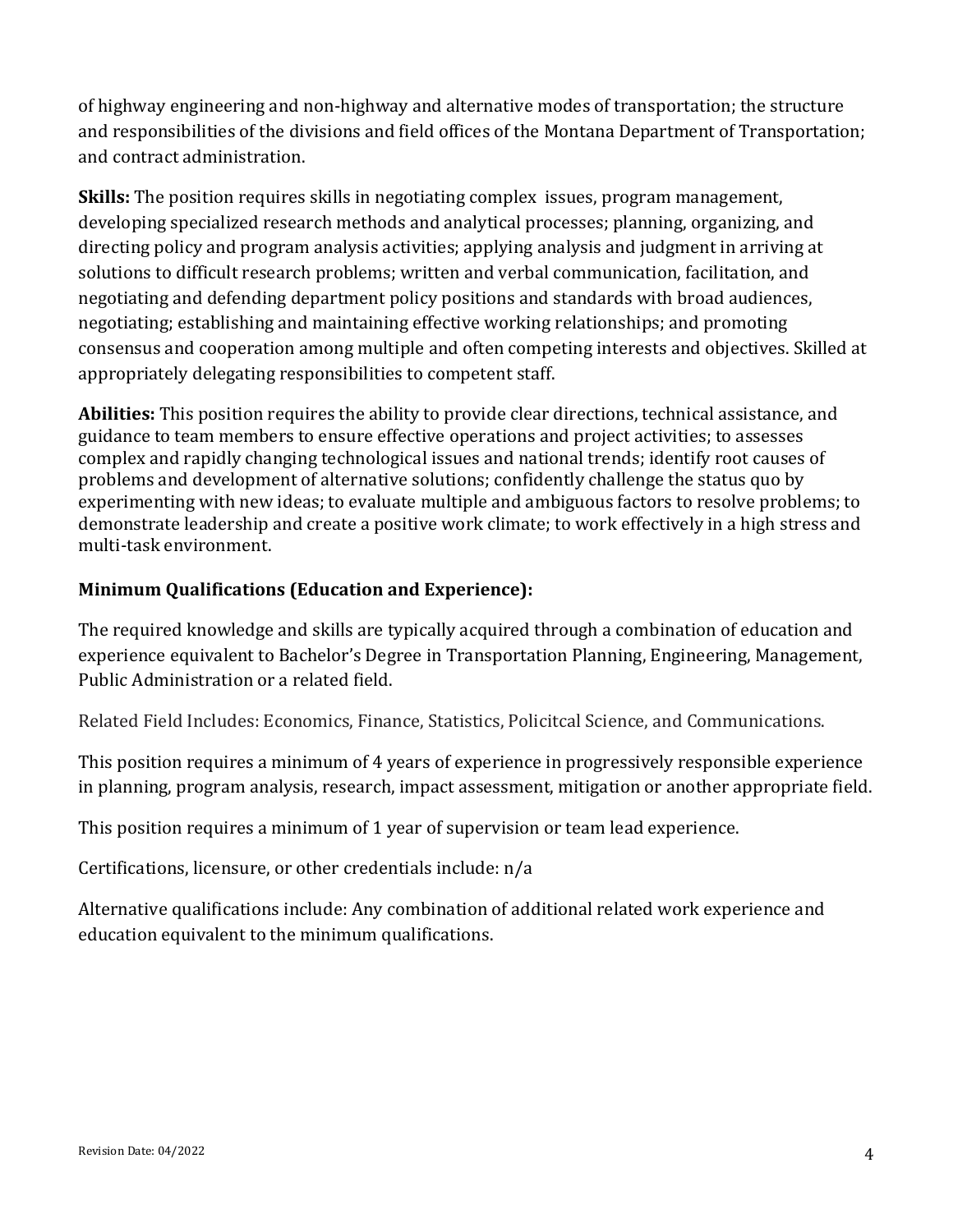of highway engineering and non-highway and alternative modes of transportation; the structure and responsibilities of the divisions and field offices of the Montana Department of Transportation; and contract administration.

**Skills:** The position requires skills in negotiating complex issues, program management, developing specialized research methods and analytical processes; planning, organizing, and directing policy and program analysis activities; applying analysis and judgment in arriving at solutions to difficult research problems; written and verbal communication, facilitation, and negotiating and defending department policy positions and standards with broad audiences, negotiating; establishing and maintaining effective working relationships; and promoting consensus and cooperation among multiple and often competing interests and objectives. Skilled at appropriately delegating responsibilities to competent staff.

**Abilities:** This position requires the ability to provide clear directions, technical assistance, and guidance to team members to ensure effective operations and project activities; to assesses complex and rapidly changing technological issues and national trends; identify root causes of problems and development of alternative solutions; confidently challenge the status quo by experimenting with new ideas; to evaluate multiple and ambiguous factors to resolve problems; to demonstrate leadership and create a positive work climate; to work effectively in a high stress and multi-task environment.

### Minimum Qualifications (Education and Experience):

The required knowledge and skills are typically acquired through a combination of education and experience equivalent to Bachelor's Degree in Transportation Planning, Engineering, Management, Public Administration or a related field.

Related Field Includes: Economics, Finance, Statistics, Policitcal Science, and Communications.

This position requires a minimum of 4 years of experience in progressively responsible experience in planning, program analysis, research, impact assessment, mitigation or another appropriate field.

This position requires a minimum of 1 year of supervision or team lead experience.

Certifications, licensure, or other credentials include: n/a

Alternative qualifications include: Any combination of additional related work experience and education equivalent to the minimum qualifications.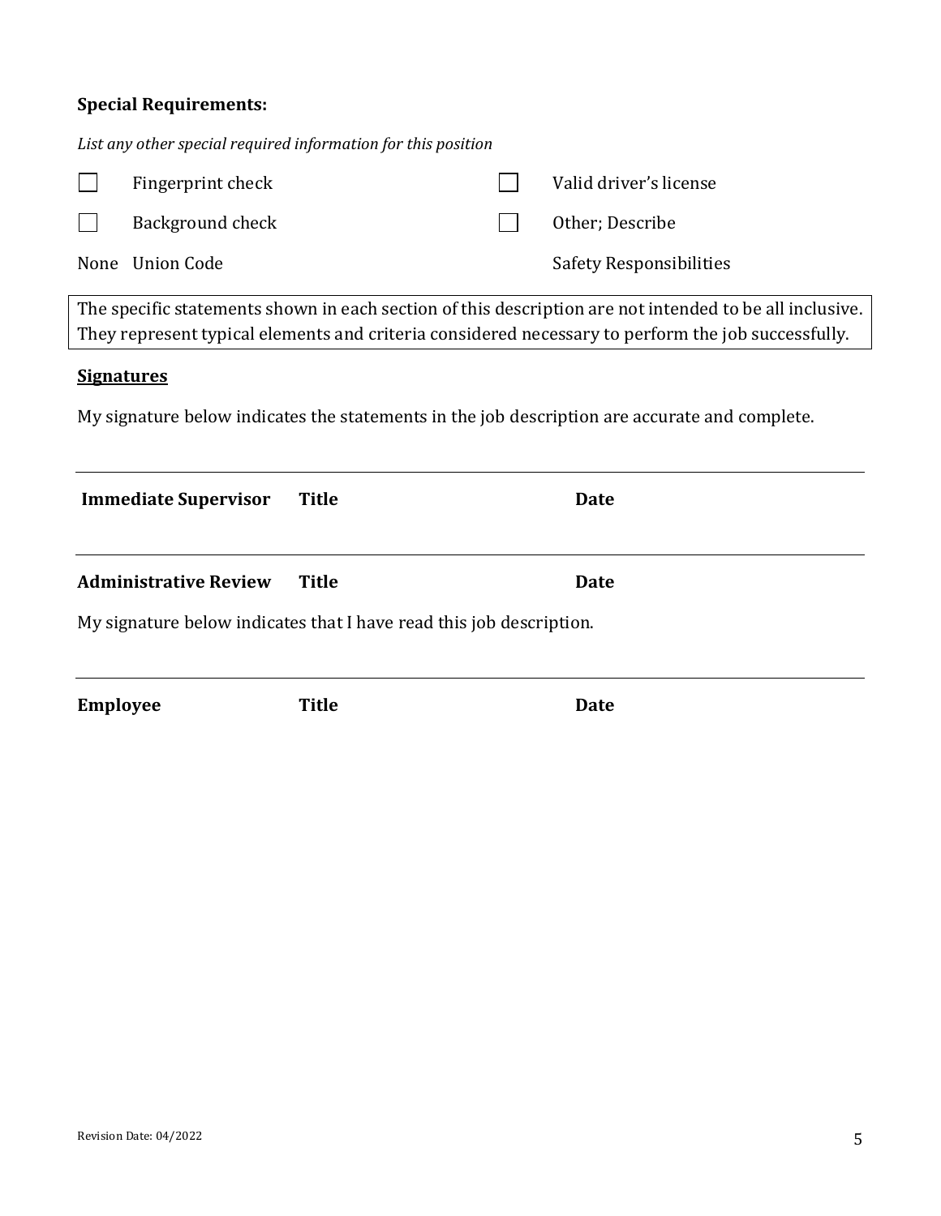**Special Requirements:**

*List any other special required information for this position*

- [ ] Fingerprint check
- [ ] Valid driver's license
- [ ] Background check
- [ ] Other; Describe

None Union Code

Safety Responsibilities

> The specific statements shown in each section of this description are not intended to be all inclusive. They represent typical elements and criteria considered necessary to perform the job successfully.

**Signatures**

My signature below indicates the statements in the job description are accurate and complete.

---

| **Immediate Supervisor** | **Title** | **Date** |
|---|---|---|

---

| **Administrative Review** | **Title** | **Date** |
|---|---|---|

My signature below indicates that I have read this job description.

---

| **Employee** | **Title** | **Date** |
|---|---|---|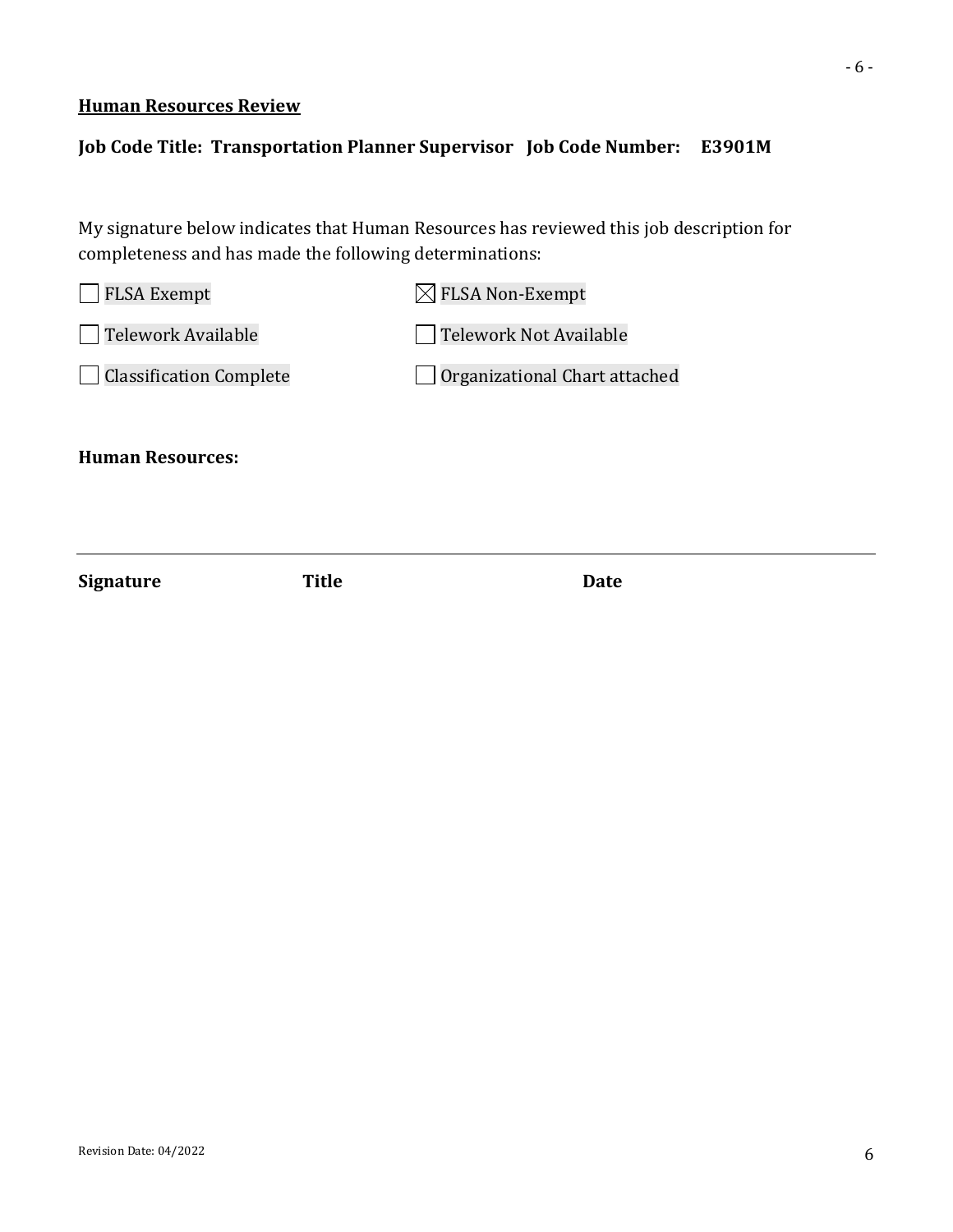**<u>Human Resources Review</u>**

**Job Code Title: Transportation Planner Supervisor Job Code Number: E3901M**

My signature below indicates that Human Resources has reviewed this job description for completeness and has made the following determinations:

☐ FLSA Exempt ☒ FLSA Non-Exempt

☐ Telework Available ☐ Telework Not Available

☐ Classification Complete ☐ Organizational Chart attached

**Human Resources:**

---

**Signature** **Title** **Date**

Revision Date: 04/2022